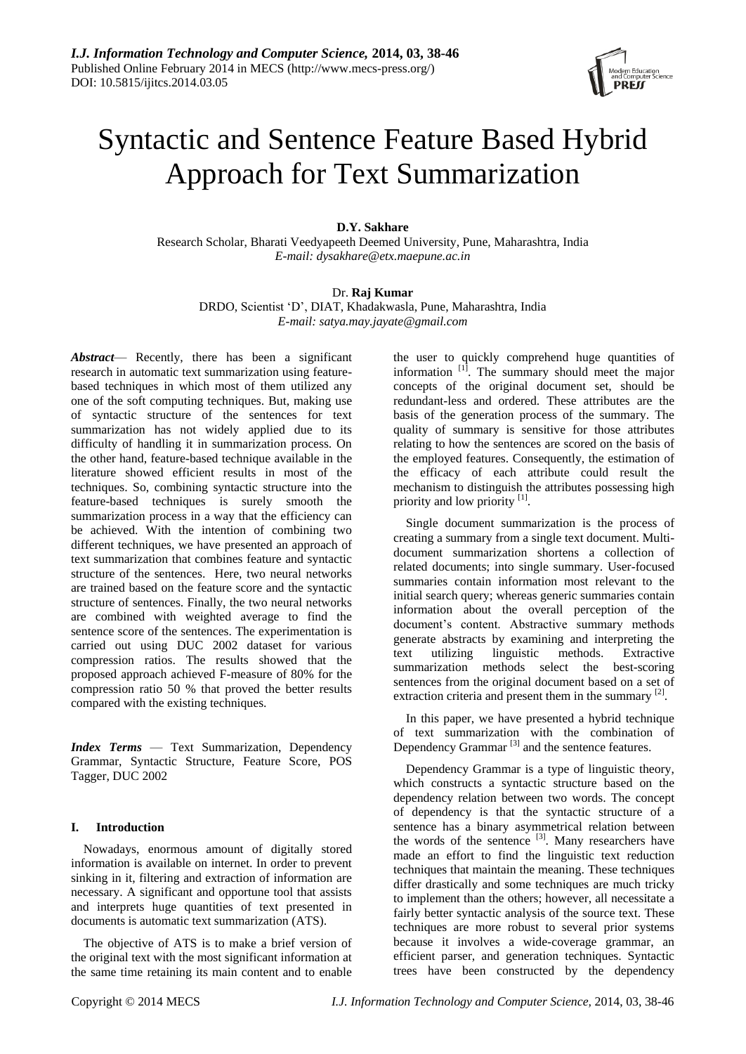*I.J. Information Technology and Computer Science,* **2014, 03, 38-46**
Published Online February 2014 in MECS (http://www.mecs-press.org/)
DOI: 10.5815/ijitcs.2014.03.05

# Syntactic and Sentence Feature Based Hybrid Approach for Text Summarization

**D.Y. Sakhare**
Research Scholar, Bharati Veedyapeeth Deemed University, Pune, Maharashtra, India
*E-mail: dysakhare@etx.maepune.ac.in*

Dr. **Raj Kumar**
DRDO, Scientist 'D', DIAT, Khadakwasla, Pune, Maharashtra, India
*E-mail: satya.may.jayate@gmail.com*

***Abstract*** — Recently, there has been a significant research in automatic text summarization using feature-based techniques in which most of them utilized any one of the soft computing techniques. But, making use of syntactic structure of the sentences for text summarization has not widely applied due to its difficulty of handling it in summarization process. On the other hand, feature-based technique available in the literature showed efficient results in most of the techniques. So, combining syntactic structure into the feature-based techniques is surely smooth the summarization process in a way that the efficiency can be achieved. With the intention of combining two different techniques, we have presented an approach of text summarization that combines feature and syntactic structure of the sentences. Here, two neural networks are trained based on the feature score and the syntactic structure of sentences. Finally, the two neural networks are combined with weighted average to find the sentence score of the sentences. The experimentation is carried out using DUC 2002 dataset for various compression ratios. The results showed that the proposed approach achieved F-measure of 80% for the compression ratio 50 % that proved the better results compared with the existing techniques.

***Index Terms*** — Text Summarization, Dependency Grammar, Syntactic Structure, Feature Score, POS Tagger, DUC 2002

## I. Introduction

Nowadays, enormous amount of digitally stored information is available on internet. In order to prevent sinking in it, filtering and extraction of information are necessary. A significant and opportune tool that assists and interprets huge quantities of text presented in documents is automatic text summarization (ATS).

The objective of ATS is to make a brief version of the original text with the most significant information at the same time retaining its main content and to enable the user to quickly comprehend huge quantities of information [1]. The summary should meet the major concepts of the original document set, should be redundant-less and ordered. These attributes are the basis of the generation process of the summary. The quality of summary is sensitive for those attributes relating to how the sentences are scored on the basis of the employed features. Consequently, the estimation of the efficacy of each attribute could result the mechanism to distinguish the attributes possessing high priority and low priority [1].

Single document summarization is the process of creating a summary from a single text document. Multi-document summarization shortens a collection of related documents; into single summary. User-focused summaries contain information most relevant to the initial search query; whereas generic summaries contain information about the overall perception of the document's content. Abstractive summary methods generate abstracts by examining and interpreting the text utilizing linguistic methods. Extractive summarization methods select the best-scoring sentences from the original document based on a set of extraction criteria and present them in the summary [2].

In this paper, we have presented a hybrid technique of text summarization with the combination of Dependency Grammar [3] and the sentence features.

Dependency Grammar is a type of linguistic theory, which constructs a syntactic structure based on the dependency relation between two words. The concept of dependency is that the syntactic structure of a sentence has a binary asymmetrical relation between the words of the sentence [3]. Many researchers have made an effort to find the linguistic text reduction techniques that maintain the meaning. These techniques differ drastically and some techniques are much tricky to implement than the others; however, all necessitate a fairly better syntactic analysis of the source text. These techniques are more robust to several prior systems because it involves a wide-coverage grammar, an efficient parser, and generation techniques. Syntactic trees have been constructed by the dependency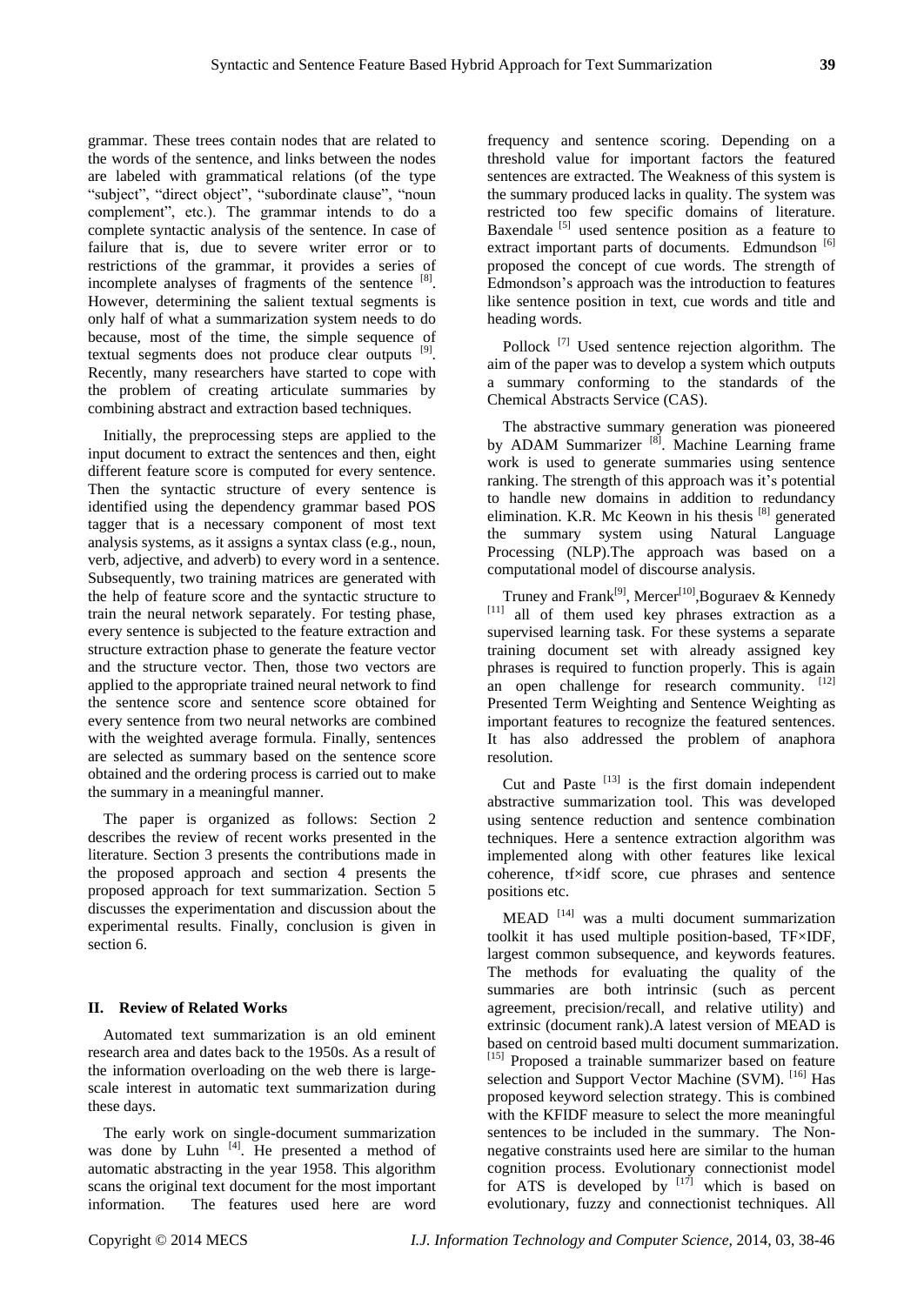grammar. These trees contain nodes that are related to the words of the sentence, and links between the nodes are labeled with grammatical relations (of the type "subject", "direct object", "subordinate clause", "noun complement", etc.). The grammar intends to do a complete syntactic analysis of the sentence. In case of failure that is, due to severe writer error or to restrictions of the grammar, it provides a series of incomplete analyses of fragments of the sentence [8]. However, determining the salient textual segments is only half of what a summarization system needs to do because, most of the time, the simple sequence of textual segments does not produce clear outputs [9]. Recently, many researchers have started to cope with the problem of creating articulate summaries by combining abstract and extraction based techniques.

Initially, the preprocessing steps are applied to the input document to extract the sentences and then, eight different feature score is computed for every sentence. Then the syntactic structure of every sentence is identified using the dependency grammar based POS tagger that is a necessary component of most text analysis systems, as it assigns a syntax class (e.g., noun, verb, adjective, and adverb) to every word in a sentence. Subsequently, two training matrices are generated with the help of feature score and the syntactic structure to train the neural network separately. For testing phase, every sentence is subjected to the feature extraction and structure extraction phase to generate the feature vector and the structure vector. Then, those two vectors are applied to the appropriate trained neural network to find the sentence score and sentence score obtained for every sentence from two neural networks are combined with the weighted average formula. Finally, sentences are selected as summary based on the sentence score obtained and the ordering process is carried out to make the summary in a meaningful manner.

The paper is organized as follows: Section 2 describes the review of recent works presented in the literature. Section 3 presents the contributions made in the proposed approach and section 4 presents the proposed approach for text summarization. Section 5 discusses the experimentation and discussion about the experimental results. Finally, conclusion is given in section 6.

## II. Review of Related Works

Automated text summarization is an old eminent research area and dates back to the 1950s. As a result of the information overloading on the web there is large-scale interest in automatic text summarization during these days.

The early work on single-document summarization was done by Luhn [4]. He presented a method of automatic abstracting in the year 1958. This algorithm scans the original text document for the most important information. The features used here are word frequency and sentence scoring. Depending on a threshold value for important factors the featured sentences are extracted. The Weakness of this system is the summary produced lacks in quality. The system was restricted too few specific domains of literature. Baxendale [5] used sentence position as a feature to extract important parts of documents. Edmundson [6] proposed the concept of cue words. The strength of Edmondson's approach was the introduction to features like sentence position in text, cue words and title and heading words.

Pollock [7] Used sentence rejection algorithm. The aim of the paper was to develop a system which outputs a summary conforming to the standards of the Chemical Abstracts Service (CAS).

The abstractive summary generation was pioneered by ADAM Summarizer [8]. Machine Learning frame work is used to generate summaries using sentence ranking. The strength of this approach was it's potential to handle new domains in addition to redundancy elimination. K.R. Mc Keown in his thesis [8] generated the summary system using Natural Language Processing (NLP).The approach was based on a computational model of discourse analysis.

Truney and Frank[9], Mercer[10],Boguraev & Kennedy [11] all of them used key phrases extraction as a supervised learning task. For these systems a separate training document set with already assigned key phrases is required to function properly. This is again an open challenge for research community. [12] Presented Term Weighting and Sentence Weighting as important features to recognize the featured sentences. It has also addressed the problem of anaphora resolution.

Cut and Paste [13] is the first domain independent abstractive summarization tool. This was developed using sentence reduction and sentence combination techniques. Here a sentence extraction algorithm was implemented along with other features like lexical coherence, tf×idf score, cue phrases and sentence positions etc.

MEAD [14] was a multi document summarization toolkit it has used multiple position-based, TF×IDF, largest common subsequence, and keywords features. The methods for evaluating the quality of the summaries are both intrinsic (such as percent agreement, precision/recall, and relative utility) and extrinsic (document rank).A latest version of MEAD is based on centroid based multi document summarization. [15] Proposed a trainable summarizer based on feature selection and Support Vector Machine (SVM). [16] Has proposed keyword selection strategy. This is combined with the KFIDF measure to select the more meaningful sentences to be included in the summary. The Non-negative constraints used here are similar to the human cognition process. Evolutionary connectionist model for ATS is developed by [17] which is based on evolutionary, fuzzy and connectionist techniques. All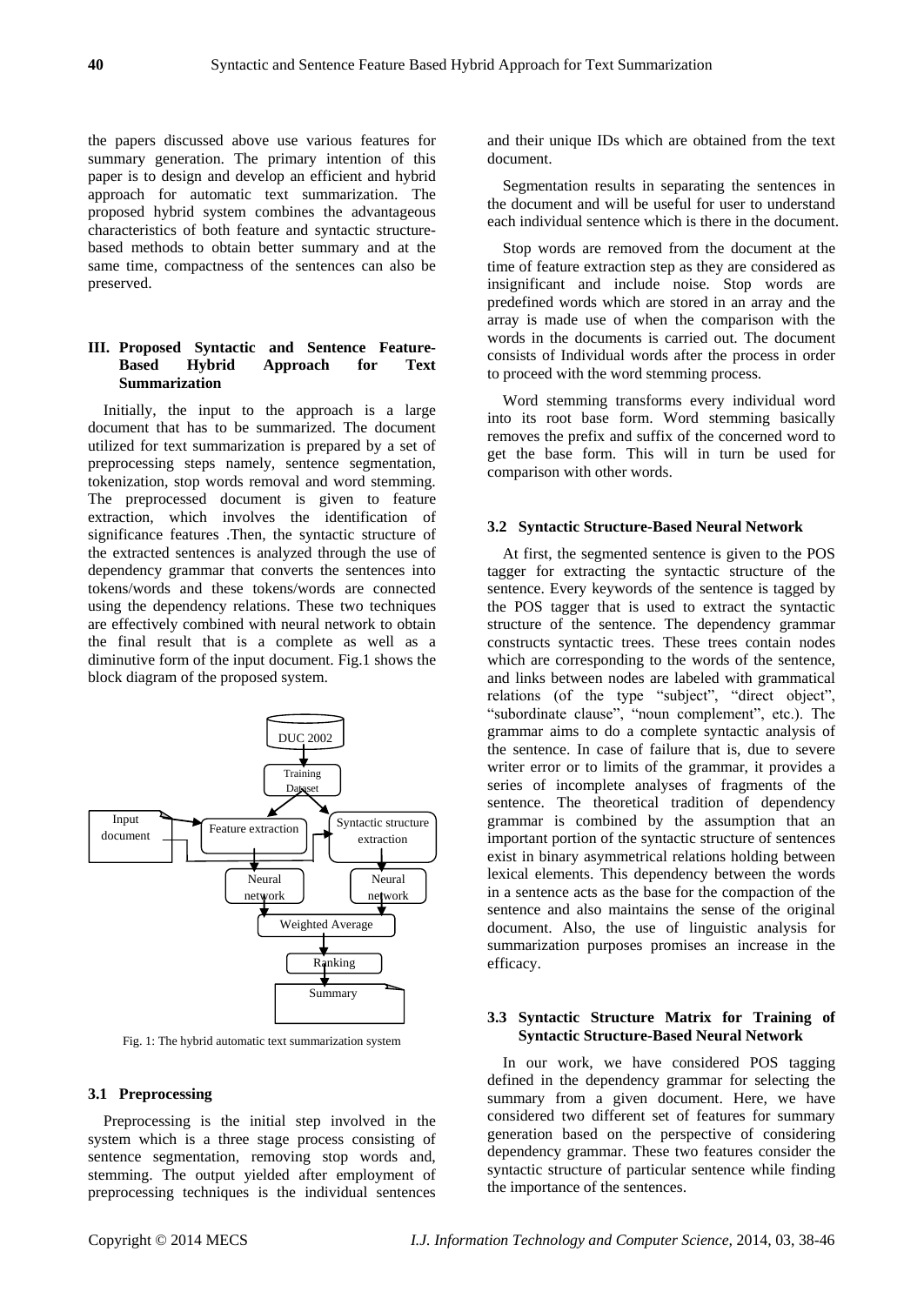the papers discussed above use various features for summary generation. The primary intention of this paper is to design and develop an efficient and hybrid approach for automatic text summarization. The proposed hybrid system combines the advantageous characteristics of both feature and syntactic structure-based methods to obtain better summary and at the same time, compactness of the sentences can also be preserved.

## III. Proposed Syntactic and Sentence Feature-Based Hybrid Approach for Text Summarization

Initially, the input to the approach is a large document that has to be summarized. The document utilized for text summarization is prepared by a set of preprocessing steps namely, sentence segmentation, tokenization, stop words removal and word stemming. The preprocessed document is given to feature extraction, which involves the identification of significance features .Then, the syntactic structure of the extracted sentences is analyzed through the use of dependency grammar that converts the sentences into tokens/words and these tokens/words are connected using the dependency relations. These two techniques are effectively combined with neural network to obtain the final result that is a complete as well as a diminutive form of the input document. Fig.1 shows the block diagram of the proposed system.

Fig. 1: The hybrid automatic text summarization system

### 3.1 Preprocessing

Preprocessing is the initial step involved in the system which is a three stage process consisting of sentence segmentation, removing stop words and, stemming. The output yielded after employment of preprocessing techniques is the individual sentences and their unique IDs which are obtained from the text document.

Segmentation results in separating the sentences in the document and will be useful for user to understand each individual sentence which is there in the document.

Stop words are removed from the document at the time of feature extraction step as they are considered as insignificant and include noise. Stop words are predefined words which are stored in an array and the array is made use of when the comparison with the words in the documents is carried out. The document consists of Individual words after the process in order to proceed with the word stemming process.

Word stemming transforms every individual word into its root base form. Word stemming basically removes the prefix and suffix of the concerned word to get the base form. This will in turn be used for comparison with other words.

### 3.2 Syntactic Structure-Based Neural Network

At first, the segmented sentence is given to the POS tagger for extracting the syntactic structure of the sentence. Every keywords of the sentence is tagged by the POS tagger that is used to extract the syntactic structure of the sentence. The dependency grammar constructs syntactic trees. These trees contain nodes which are corresponding to the words of the sentence, and links between nodes are labeled with grammatical relations (of the type "subject", "direct object", "subordinate clause", "noun complement", etc.). The grammar aims to do a complete syntactic analysis of the sentence. In case of failure that is, due to severe writer error or to limits of the grammar, it provides a series of incomplete analyses of fragments of the sentence. The theoretical tradition of dependency grammar is combined by the assumption that an important portion of the syntactic structure of sentences exist in binary asymmetrical relations holding between lexical elements. This dependency between the words in a sentence acts as the base for the compaction of the sentence and also maintains the sense of the original document. Also, the use of linguistic analysis for summarization purposes promises an increase in the efficacy.

### 3.3 Syntactic Structure Matrix for Training of Syntactic Structure-Based Neural Network

In our work, we have considered POS tagging defined in the dependency grammar for selecting the summary from a given document. Here, we have considered two different set of features for summary generation based on the perspective of considering dependency grammar. These two features consider the syntactic structure of particular sentence while finding the importance of the sentences.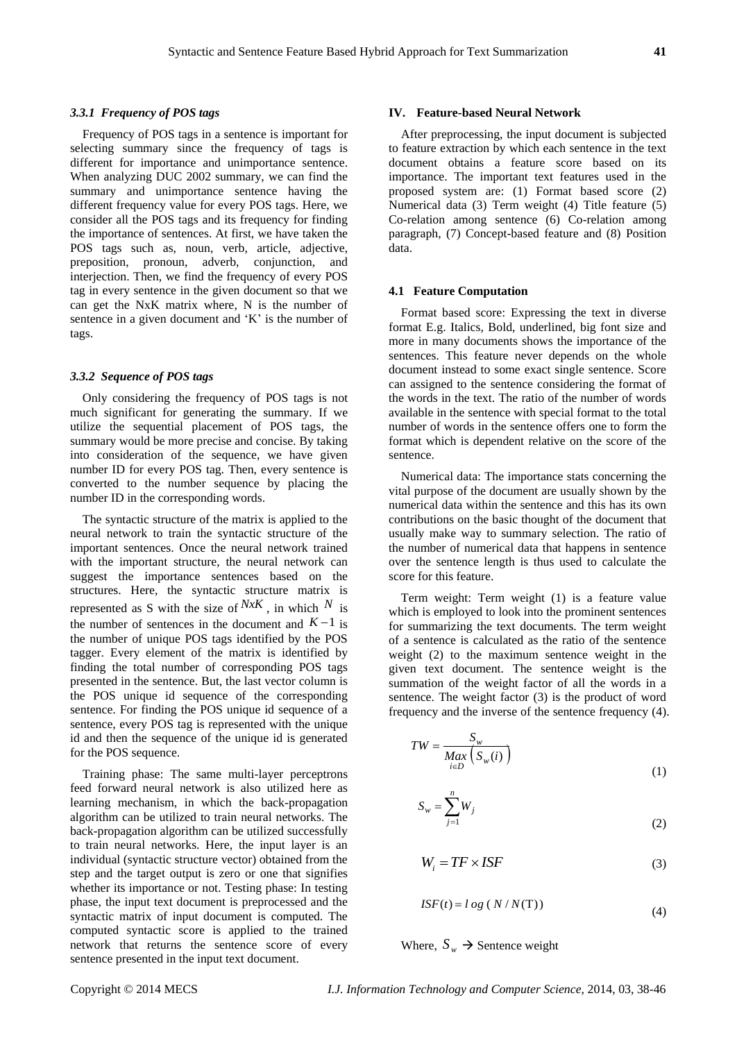### *3.3.1 Frequency of POS tags*

Frequency of POS tags in a sentence is important for selecting summary since the frequency of tags is different for importance and unimportance sentence. When analyzing DUC 2002 summary, we can find the summary and unimportance sentence having the different frequency value for every POS tags. Here, we consider all the POS tags and its frequency for finding the importance of sentences. At first, we have taken the POS tags such as, noun, verb, article, adjective, preposition, pronoun, adverb, conjunction, and interjection. Then, we find the frequency of every POS tag in every sentence in the given document so that we can get the NxK matrix where, N is the number of sentence in a given document and 'K' is the number of tags.

### *3.3.2 Sequence of POS tags*

Only considering the frequency of POS tags is not much significant for generating the summary. If we utilize the sequential placement of POS tags, the summary would be more precise and concise. By taking into consideration of the sequence, we have given number ID for every POS tag. Then, every sentence is converted to the number sequence by placing the number ID in the corresponding words.

The syntactic structure of the matrix is applied to the neural network to train the syntactic structure of the important sentences. Once the neural network trained with the important structure, the neural network can suggest the importance sentences based on the structures. Here, the syntactic structure matrix is represented as S with the size of $NxK$, in which $N$ is the number of sentences in the document and $K-1$ is the number of unique POS tags identified by the POS tagger. Every element of the matrix is identified by finding the total number of corresponding POS tags presented in the sentence. But, the last vector column is the POS unique id sequence of the corresponding sentence. For finding the POS unique id sequence of a sentence, every POS tag is represented with the unique id and then the sequence of the unique id is generated for the POS sequence.

Training phase: The same multi-layer perceptrons feed forward neural network is also utilized here as learning mechanism, in which the back-propagation algorithm can be utilized to train neural networks. The back-propagation algorithm can be utilized successfully to train neural networks. Here, the input layer is an individual (syntactic structure vector) obtained from the step and the target output is zero or one that signifies whether its importance or not. Testing phase: In testing phase, the input text document is preprocessed and the syntactic matrix of input document is computed. The computed syntactic score is applied to the trained network that returns the sentence score of every sentence presented in the input text document.

## IV. Feature-based Neural Network

After preprocessing, the input document is subjected to feature extraction by which each sentence in the text document obtains a feature score based on its importance. The important text features used in the proposed system are: (1) Format based score (2) Numerical data (3) Term weight (4) Title feature (5) Co-relation among sentence (6) Co-relation among paragraph, (7) Concept-based feature and (8) Position data.

### 4.1 Feature Computation

Format based score: Expressing the text in diverse format E.g. Italics, Bold, underlined, big font size and more in many documents shows the importance of the sentences. This feature never depends on the whole document instead to some exact single sentence. Score can assigned to the sentence considering the format of the words in the text. The ratio of the number of words available in the sentence with special format to the total number of words in the sentence offers one to form the format which is dependent relative on the score of the sentence.

Numerical data: The importance stats concerning the vital purpose of the document are usually shown by the numerical data within the sentence and this has its own contributions on the basic thought of the document that usually make way to summary selection. The ratio of the number of numerical data that happens in sentence over the sentence length is thus used to calculate the score for this feature.

Term weight: Term weight (1) is a feature value which is employed to look into the prominent sentences for summarizing the text documents. The term weight of a sentence is calculated as the ratio of the sentence weight (2) to the maximum sentence weight in the given text document. The sentence weight is the summation of the weight factor of all the words in a sentence. The weight factor (3) is the product of word frequency and the inverse of the sentence frequency (4).

$$TW = \frac{S_w}{\underset{i \in D}{Max}\left(S_w(i)\right)} \tag{1}$$

$$S_w = \sum_{j=1}^{n} W_j \tag{2}$$

$$W_i = TF \times ISF \tag{3}$$

$$ISF(t) = log\ (\ N / N(\mathrm{T})) \tag{4}$$

Where, $S_w$ → Sentence weight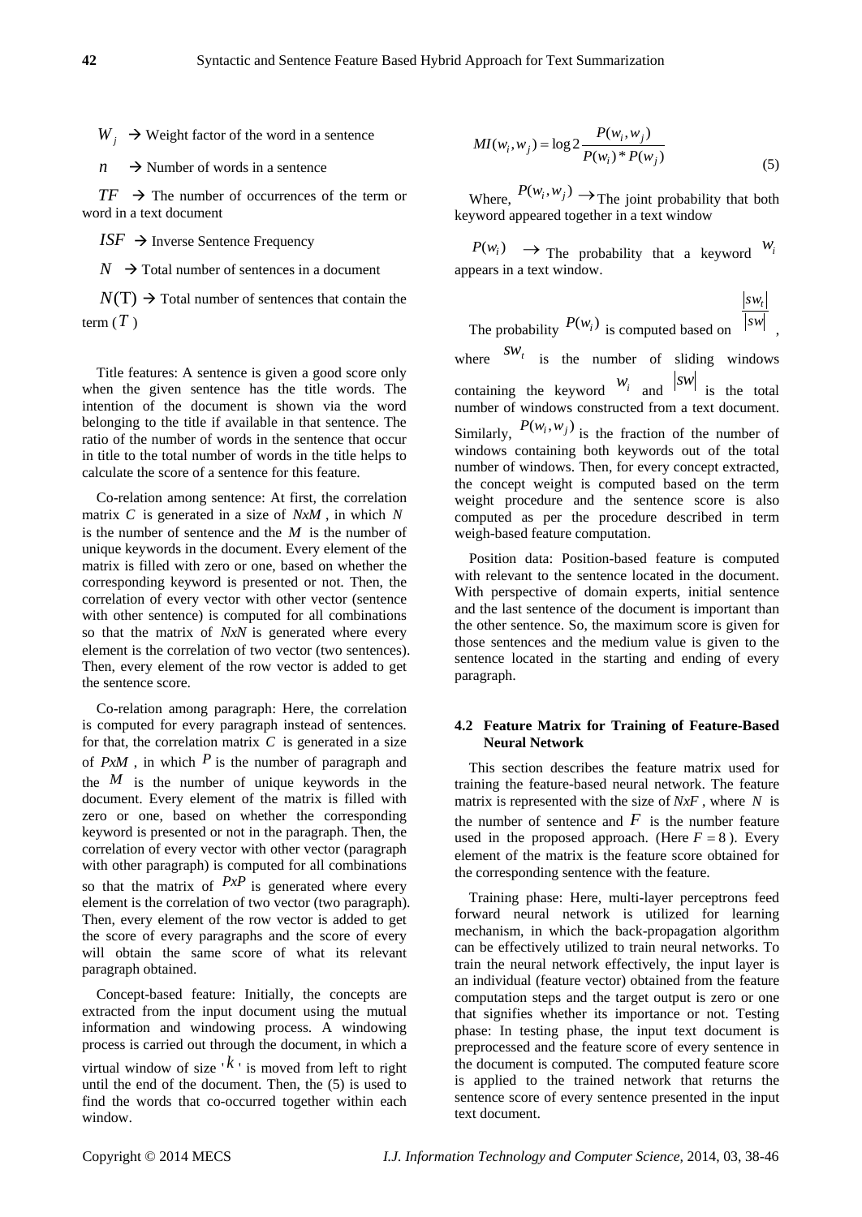$W_j$ → Weight factor of the word in a sentence

$n$ → Number of words in a sentence

$TF$ → The number of occurrences of the term or word in a text document

$ISF$ → Inverse Sentence Frequency

$N$ → Total number of sentences in a document

$N(T)$ → Total number of sentences that contain the term ($T$)

Title features: A sentence is given a good score only when the given sentence has the title words. The intention of the document is shown via the word belonging to the title if available in that sentence. The ratio of the number of words in the sentence that occur in title to the total number of words in the title helps to calculate the score of a sentence for this feature.

Co-relation among sentence: At first, the correlation matrix $C$ is generated in a size of $NxM$, in which $N$ is the number of sentence and the $M$ is the number of unique keywords in the document. Every element of the matrix is filled with zero or one, based on whether the corresponding keyword is presented or not. Then, the correlation of every vector with other vector (sentence with other sentence) is computed for all combinations so that the matrix of $NxN$ is generated where every element is the correlation of two vector (two sentences). Then, every element of the row vector is added to get the sentence score.

Co-relation among paragraph: Here, the correlation is computed for every paragraph instead of sentences. for that, the correlation matrix $C$ is generated in a size of $PxM$, in which $P$ is the number of paragraph and the $M$ is the number of unique keywords in the document. Every element of the matrix is filled with zero or one, based on whether the corresponding keyword is presented or not in the paragraph. Then, the correlation of every vector with other vector (paragraph with other paragraph) is computed for all combinations so that the matrix of $PxP$ is generated where every element is the correlation of two vector (two paragraph). Then, every element of the row vector is added to get the score of every paragraphs and the score of every will obtain the same score of what its relevant paragraph obtained.

Concept-based feature: Initially, the concepts are extracted from the input document using the mutual information and windowing process. A windowing process is carried out through the document, in which a virtual window of size '$k$' is moved from left to right until the end of the document. Then, the (5) is used to find the words that co-occurred together within each window.

$$MI(w_i, w_j) = \log 2 \frac{P(w_i, w_j)}{P(w_i) * P(w_j)} \tag{5}$$

Where, $P(w_i, w_j) \rightarrow$ The joint probability that both keyword appeared together in a text window

$P(w_i) \rightarrow$ The probability that a keyword $w_i$ appears in a text window.

The probability $P(w_i)$ is computed based on $\frac{|sw_t|}{|sw|}$, where $sw_t$ is the number of sliding windows containing the keyword $w_i$ and $|sw|$ is the total number of windows constructed from a text document. Similarly, $P(w_i, w_j)$ is the fraction of the number of windows containing both keywords out of the total number of windows. Then, for every concept extracted, the concept weight is computed based on the term weight procedure and the sentence score is also computed as per the procedure described in term weigh-based feature computation.

Position data: Position-based feature is computed with relevant to the sentence located in the document. With perspective of domain experts, initial sentence and the last sentence of the document is important than the other sentence. So, the maximum score is given for those sentences and the medium value is given to the sentence located in the starting and ending of every paragraph.

### 4.2 Feature Matrix for Training of Feature-Based Neural Network

This section describes the feature matrix used for training the feature-based neural network. The feature matrix is represented with the size of $NxF$, where $N$ is the number of sentence and $F$ is the number feature used in the proposed approach. (Here $F = 8$). Every element of the matrix is the feature score obtained for the corresponding sentence with the feature.

Training phase: Here, multi-layer perceptrons feed forward neural network is utilized for learning mechanism, in which the back-propagation algorithm can be effectively utilized to train neural networks. To train the neural network effectively, the input layer is an individual (feature vector) obtained from the feature computation steps and the target output is zero or one that signifies whether its importance or not. Testing phase: In testing phase, the input text document is preprocessed and the feature score of every sentence in the document is computed. The computed feature score is applied to the trained network that returns the sentence score of every sentence presented in the input text document.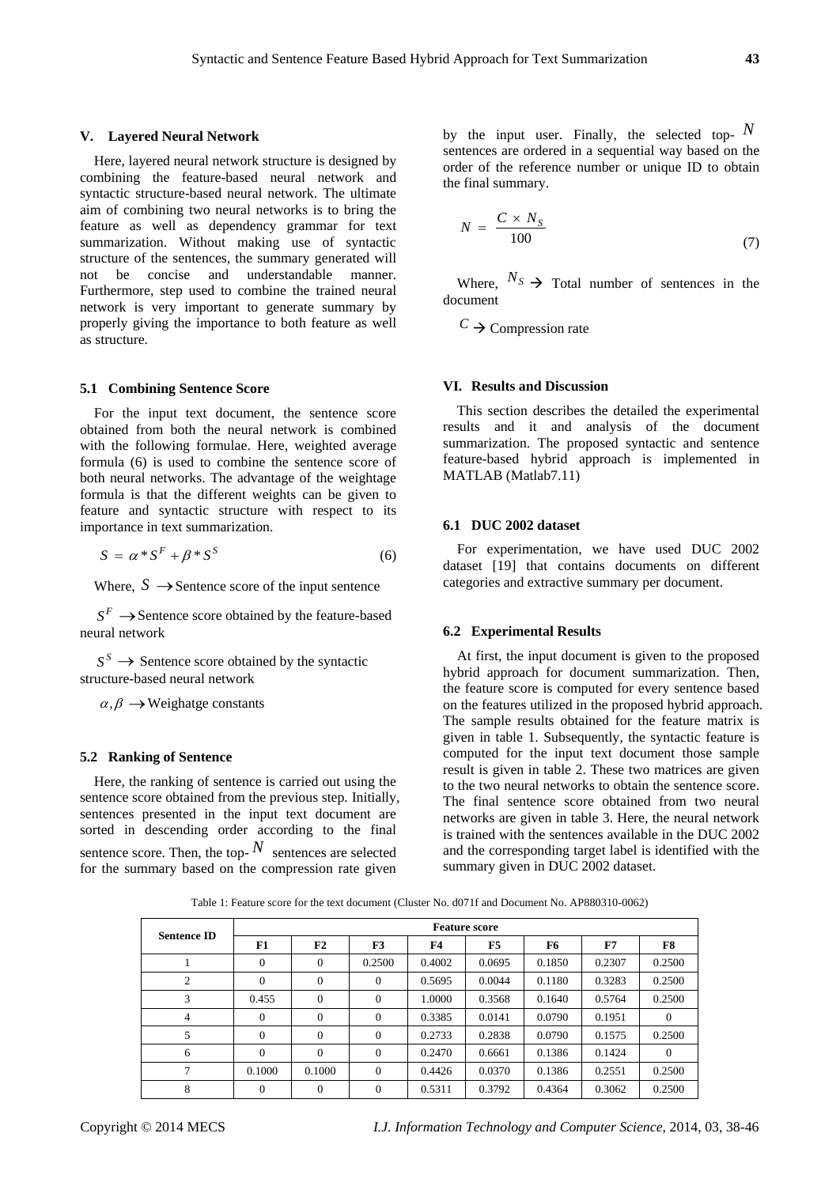## V. Layered Neural Network

Here, layered neural network structure is designed by combining the feature-based neural network and syntactic structure-based neural network. The ultimate aim of combining two neural networks is to bring the feature as well as dependency grammar for text summarization. Without making use of syntactic structure of the sentences, the summary generated will not be concise and understandable manner. Furthermore, step used to combine the trained neural network is very important to generate summary by properly giving the importance to both feature as well as structure.

### 5.1 Combining Sentence Score

For the input text document, the sentence score obtained from both the neural network is combined with the following formulae. Here, weighted average formula (6) is used to combine the sentence score of both neural networks. The advantage of the weightage formula is that the different weights can be given to feature and syntactic structure with respect to its importance in text summarization.

$$S = \alpha * S^F + \beta * S^S \tag{6}$$

Where, $S \rightarrow$ Sentence score of the input sentence

$S^F \rightarrow$ Sentence score obtained by the feature-based neural network

$S^S \rightarrow$ Sentence score obtained by the syntactic structure-based neural network

$\alpha, \beta \rightarrow$ Weighatge constants

### 5.2 Ranking of Sentence

Here, the ranking of sentence is carried out using the sentence score obtained from the previous step. Initially, sentences presented in the input text document are sorted in descending order according to the final sentence score. Then, the top-$N$ sentences are selected for the summary based on the compression rate given by the input user. Finally, the selected top-$N$ sentences are ordered in a sequential way based on the order of the reference number or unique ID to obtain the final summary.

$$N = \frac{C \times N_S}{100} \tag{7}$$

Where, $N_S$ → Total number of sentences in the document

$C$ → Compression rate

## VI. Results and Discussion

This section describes the detailed the experimental results and it and analysis of the document summarization. The proposed syntactic and sentence feature-based hybrid approach is implemented in MATLAB (Matlab7.11)

### 6.1 DUC 2002 dataset

For experimentation, we have used DUC 2002 dataset [19] that contains documents on different categories and extractive summary per document.

### 6.2 Experimental Results

At first, the input document is given to the proposed hybrid approach for document summarization. Then, the feature score is computed for every sentence based on the features utilized in the proposed hybrid approach. The sample results obtained for the feature matrix is given in table 1. Subsequently, the syntactic feature is computed for the input text document those sample result is given in table 2. These two matrices are given to the two neural networks to obtain the sentence score. The final sentence score obtained from two neural networks are given in table 3. Here, the neural network is trained with the sentences available in the DUC 2002 and the corresponding target label is identified with the summary given in DUC 2002 dataset.

Table 1: Feature score for the text document (Cluster No. d071f and Document No. AP880310-0062)

| Sentence ID | Feature score | | | | | | | |
|---|---|---|---|---|---|---|---|---|
| | F1 | F2 | F3 | F4 | F5 | F6 | F7 | F8 |
| 1 | 0 | 0 | 0.2500 | 0.4002 | 0.0695 | 0.1850 | 0.2307 | 0.2500 |
| 2 | 0 | 0 | 0 | 0.5695 | 0.0044 | 0.1180 | 0.3283 | 0.2500 |
| 3 | 0.455 | 0 | 0 | 1.0000 | 0.3568 | 0.1640 | 0.5764 | 0.2500 |
| 4 | 0 | 0 | 0 | 0.3385 | 0.0141 | 0.0790 | 0.1951 | 0 |
| 5 | 0 | 0 | 0 | 0.2733 | 0.2838 | 0.0790 | 0.1575 | 0.2500 |
| 6 | 0 | 0 | 0 | 0.2470 | 0.6661 | 0.1386 | 0.1424 | 0 |
| 7 | 0.1000 | 0.1000 | 0 | 0.4426 | 0.0370 | 0.1386 | 0.2551 | 0.2500 |
| 8 | 0 | 0 | 0 | 0.5311 | 0.3792 | 0.4364 | 0.3062 | 0.2500 |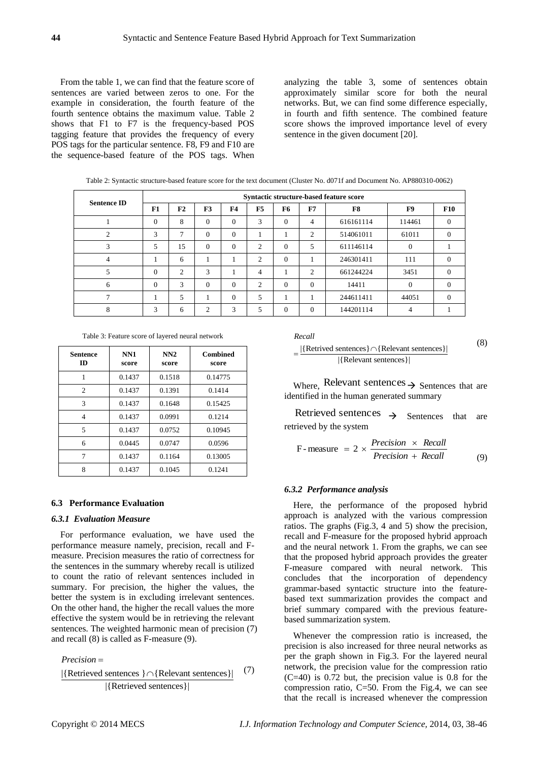From the table 1, we can find that the feature score of sentences are varied between zeros to one. For the example in consideration, the fourth feature of the fourth sentence obtains the maximum value. Table 2 shows that F1 to F7 is the frequency-based POS tagging feature that provides the frequency of every POS tags for the particular sentence. F8, F9 and F10 are the sequence-based feature of the POS tags. When analyzing the table 3, some of sentences obtain approximately similar score for both the neural networks. But, we can find some difference especially, in fourth and fifth sentence. The combined feature score shows the improved importance level of every sentence in the given document [20].

Table 2: Syntactic structure-based feature score for the text document (Cluster No. d071f and Document No. AP880310-0062)

| Sentence ID | Syntactic structure-based feature score | | | | | | | | | |
|---|---|---|---|---|---|---|---|---|---|---|
| | F1 | F2 | F3 | F4 | F5 | F6 | F7 | F8 | F9 | F10 |
| 1 | 0 | 8 | 0 | 0 | 3 | 0 | 4 | 616161114 | 114461 | 0 |
| 2 | 3 | 7 | 0 | 0 | 1 | 1 | 2 | 514061011 | 61011 | 0 |
| 3 | 5 | 15 | 0 | 0 | 2 | 0 | 5 | 611146114 | 0 | 1 |
| 4 | 1 | 6 | 1 | 1 | 2 | 0 | 1 | 246301411 | 111 | 0 |
| 5 | 0 | 2 | 3 | 1 | 4 | 1 | 2 | 661244224 | 3451 | 0 |
| 6 | 0 | 3 | 0 | 0 | 2 | 0 | 0 | 14411 | 0 | 0 |
| 7 | 1 | 5 | 1 | 0 | 5 | 1 | 1 | 244611411 | 44051 | 0 |
| 8 | 3 | 6 | 2 | 3 | 5 | 0 | 0 | 144201114 | 4 | 1 |

Table 3: Feature score of layered neural network

| Sentence ID | NN1 score | NN2 score | Combined score |
|---|---|---|---|
| 1 | 0.1437 | 0.1518 | 0.14775 |
| 2 | 0.1437 | 0.1391 | 0.1414 |
| 3 | 0.1437 | 0.1648 | 0.15425 |
| 4 | 0.1437 | 0.0991 | 0.1214 |
| 5 | 0.1437 | 0.0752 | 0.10945 |
| 6 | 0.0445 | 0.0747 | 0.0596 |
| 7 | 0.1437 | 0.1164 | 0.13005 |
| 8 | 0.1437 | 0.1045 | 0.1241 |

### 6.3 Performance Evaluation

#### *6.3.1 Evaluation Measure*

For performance evaluation, we have used the performance measure namely, precision, recall and F-measure. Precision measures the ratio of correctness for the sentences in the summary whereby recall is utilized to count the ratio of relevant sentences included in summary. For precision, the higher the values, the better the system is in excluding irrelevant sentences. On the other hand, the higher the recall values the more effective the system would be in retrieving the relevant sentences. The weighted harmonic mean of precision (7) and recall (8) is called as F-measure (9).

$$Precision = \frac{|\{\text{Retrieved sentences}\} \cap \{\text{Relevant sentences}\}|}{|\{\text{Retrieved sentences}\}|} \quad (7)$$

$$Recall = \frac{|\{\text{Retrived sentences}\} \cap \{\text{Relevant sentences}\}|}{|\{\text{Relevant sentences}\}|} \quad (8)$$

Where, Relevant sentences → Sentences that are identified in the human generated summary

Retrieved sentences → Sentences that are retrieved by the system

$$\text{F-measure} = 2 \times \frac{Precision \times Recall}{Precision + Recall} \quad (9)$$

#### *6.3.2 Performance analysis*

Here, the performance of the proposed hybrid approach is analyzed with the various compression ratios. The graphs (Fig.3, 4 and 5) show the precision, recall and F-measure for the proposed hybrid approach and the neural network 1. From the graphs, we can see that the proposed hybrid approach provides the greater F-measure compared with neural network. This concludes that the incorporation of dependency grammar-based syntactic structure into the feature-based text summarization provides the compact and brief summary compared with the previous feature-based summarization system.

Whenever the compression ratio is increased, the precision is also increased for three neural networks as per the graph shown in Fig.3. For the layered neural network, the precision value for the compression ratio (C=40) is 0.72 but, the precision value is 0.8 for the compression ratio, C=50. From the Fig.4, we can see that the recall is increased whenever the compression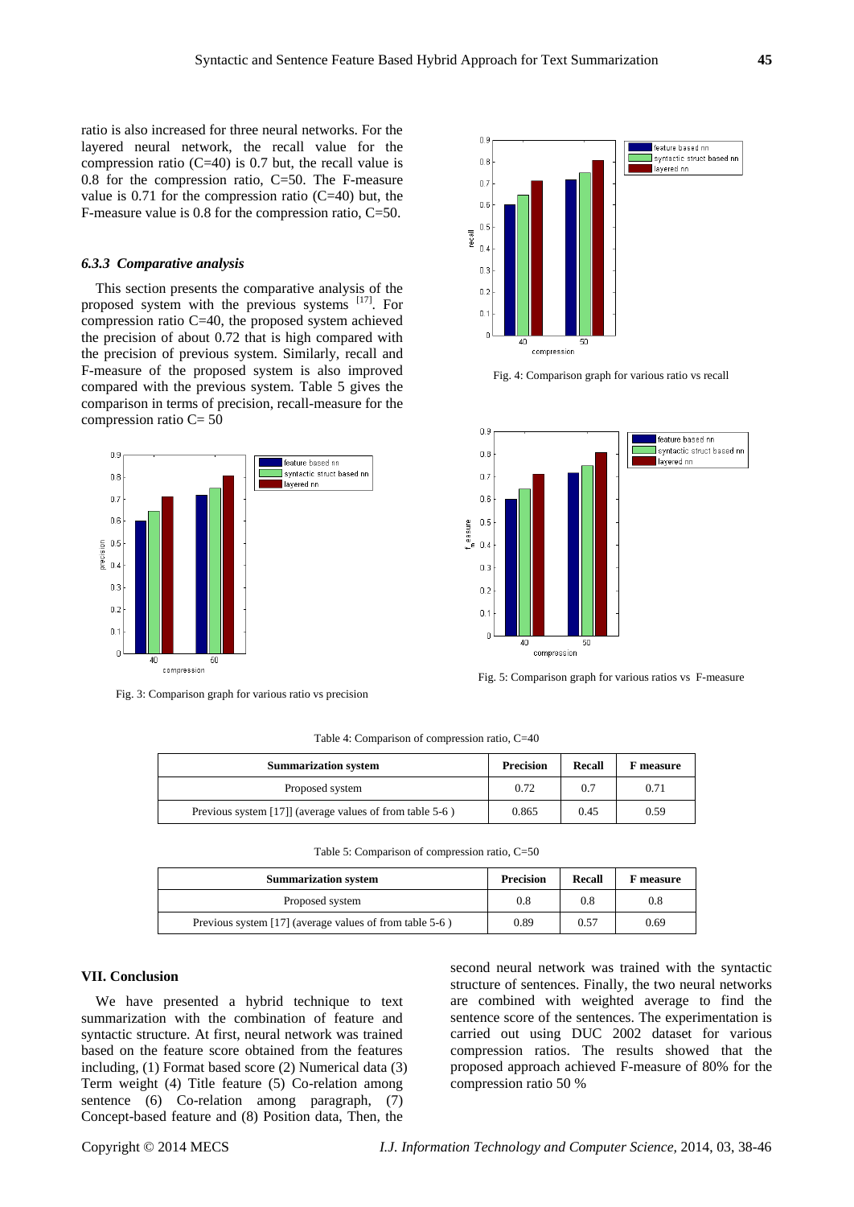ratio is also increased for three neural networks. For the layered neural network, the recall value for the compression ratio (C=40) is 0.7 but, the recall value is 0.8 for the compression ratio, C=50. The F-measure value is 0.71 for the compression ratio (C=40) but, the F-measure value is 0.8 for the compression ratio, C=50.

### *6.3.3 Comparative analysis*

This section presents the comparative analysis of the proposed system with the previous systems [17]. For compression ratio C=40, the proposed system achieved the precision of about 0.72 that is high compared with the precision of previous system. Similarly, recall and F-measure of the proposed system is also improved compared with the previous system. Table 5 gives the comparison in terms of precision, recall-measure for the compression ratio C= 50

Fig. 3: Comparison graph for various ratio vs precision

Fig. 4: Comparison graph for various ratio vs recall

Fig. 5: Comparison graph for various ratios vs F-measure

Table 4: Comparison of compression ratio, C=40

| Summarization system | Precision | Recall | F measure |
|---|---|---|---|
| Proposed system | 0.72 | 0.7 | 0.71 |
| Previous system [17]] (average values of from table 5-6 ) | 0.865 | 0.45 | 0.59 |

Table 5: Comparison of compression ratio, C=50

| Summarization system | Precision | Recall | F measure |
|---|---|---|---|
| Proposed system | 0.8 | 0.8 | 0.8 |
| Previous system [17] (average values of from table 5-6 ) | 0.89 | 0.57 | 0.69 |

## VII. Conclusion

We have presented a hybrid technique to text summarization with the combination of feature and syntactic structure. At first, neural network was trained based on the feature score obtained from the features including, (1) Format based score (2) Numerical data (3) Term weight (4) Title feature (5) Co-relation among sentence (6) Co-relation among paragraph, (7) Concept-based feature and (8) Position data, Then, the second neural network was trained with the syntactic structure of sentences. Finally, the two neural networks are combined with weighted average to find the sentence score of the sentences. The experimentation is carried out using DUC 2002 dataset for various compression ratios. The results showed that the proposed approach achieved F-measure of 80% for the compression ratio 50 %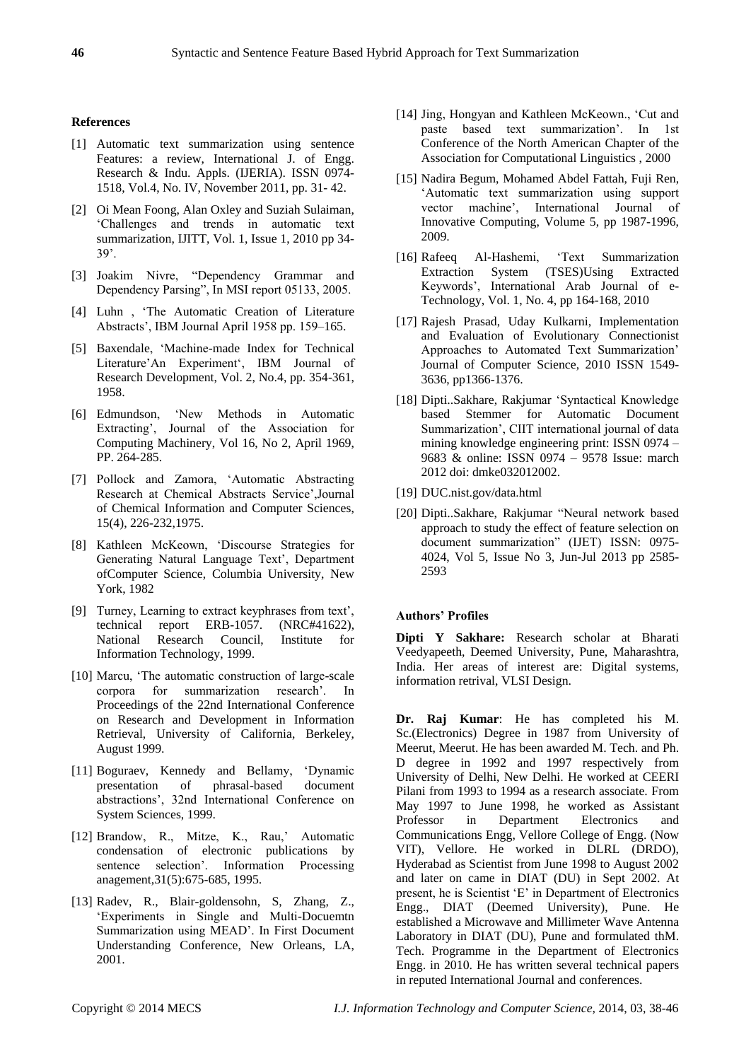### References

[1] Automatic text summarization using sentence Features: a review, International J. of Engg. Research & Indu. Appls. (IJERIA). ISSN 0974-1518, Vol.4, No. IV, November 2011, pp. 31- 42.

[2] Oi Mean Foong, Alan Oxley and Suziah Sulaiman, 'Challenges and trends in automatic text summarization, IJITT, Vol. 1, Issue 1, 2010 pp 34-39'.

[3] Joakim Nivre, "Dependency Grammar and Dependency Parsing", In MSI report 05133, 2005.

[4] Luhn , 'The Automatic Creation of Literature Abstracts', IBM Journal April 1958 pp. 159–165.

[5] Baxendale, 'Machine-made Index for Technical Literature'An Experiment', IBM Journal of Research Development, Vol. 2, No.4, pp. 354-361, 1958.

[6] Edmundson, 'New Methods in Automatic Extracting', Journal of the Association for Computing Machinery, Vol 16, No 2, April 1969, PP. 264-285.

[7] Pollock and Zamora, 'Automatic Abstracting Research at Chemical Abstracts Service',Journal of Chemical Information and Computer Sciences, 15(4), 226-232,1975.

[8] Kathleen McKeown, 'Discourse Strategies for Generating Natural Language Text', Department ofComputer Science, Columbia University, New York, 1982

[9] Turney, Learning to extract keyphrases from text', technical report ERB-1057. (NRC#41622), National Research Council, Institute for Information Technology, 1999.

[10] Marcu, 'The automatic construction of large-scale corpora for summarization research'. In Proceedings of the 22nd International Conference on Research and Development in Information Retrieval, University of California, Berkeley, August 1999.

[11] Boguraev, Kennedy and Bellamy, 'Dynamic presentation of phrasal-based document abstractions', 32nd International Conference on System Sciences, 1999.

[12] Brandow, R., Mitze, K., Rau,' Automatic condensation of electronic publications by sentence selection'. Information Processing anagement,31(5):675-685, 1995.

[13] Radev, R., Blair-goldensohn, S, Zhang, Z., 'Experiments in Single and Multi-Docuemtn Summarization using MEAD'. In First Document Understanding Conference, New Orleans, LA, 2001.

[14] Jing, Hongyan and Kathleen McKeown., 'Cut and paste based text summarization'. In 1st Conference of the North American Chapter of the Association for Computational Linguistics , 2000

[15] Nadira Begum, Mohamed Abdel Fattah, Fuji Ren, 'Automatic text summarization using support vector machine', International Journal of Innovative Computing, Volume 5, pp 1987-1996, 2009.

[16] Rafeeq Al-Hashemi, 'Text Summarization Extraction System (TSES)Using Extracted Keywords', International Arab Journal of e-Technology, Vol. 1, No. 4, pp 164-168, 2010

[17] Rajesh Prasad, Uday Kulkarni, Implementation and Evaluation of Evolutionary Connectionist Approaches to Automated Text Summarization' Journal of Computer Science, 2010 ISSN 1549-3636, pp1366-1376.

[18] Dipti..Sakhare, Rakjumar 'Syntactical Knowledge based Stemmer for Automatic Document Summarization', CIIT international journal of data mining knowledge engineering print: ISSN 0974 – 9683 & online: ISSN 0974 – 9578 Issue: march 2012 doi: dmke032012002.

[19] DUC.nist.gov/data.html

[20] Dipti..Sakhare, Rakjumar "Neural network based approach to study the effect of feature selection on document summarization" (IJET) ISSN: 0975-4024, Vol 5, Issue No 3, Jun-Jul 2013 pp 2585-2593

### Authors' Profiles

**Dipti Y Sakhare:** Research scholar at Bharati Veedyapeeth, Deemed University, Pune, Maharashtra, India. Her areas of interest are: Digital systems, information retrival, VLSI Design.

**Dr. Raj Kumar**: He has completed his M. Sc.(Electronics) Degree in 1987 from University of Meerut, Meerut. He has been awarded M. Tech. and Ph. D degree in 1992 and 1997 respectively from University of Delhi, New Delhi. He worked at CEERI Pilani from 1993 to 1994 as a research associate. From May 1997 to June 1998, he worked as Assistant Professor in Department Electronics and Communications Engg, Vellore College of Engg. (Now VIT), Vellore. He worked in DLRL (DRDO), Hyderabad as Scientist from June 1998 to August 2002 and later on came in DIAT (DU) in Sept 2002. At present, he is Scientist 'E' in Department of Electronics Engg., DIAT (Deemed University), Pune. He established a Microwave and Millimeter Wave Antenna Laboratory in DIAT (DU), Pune and formulated thM. Tech. Programme in the Department of Electronics Engg. in 2010. He has written several technical papers in reputed International Journal and conferences.